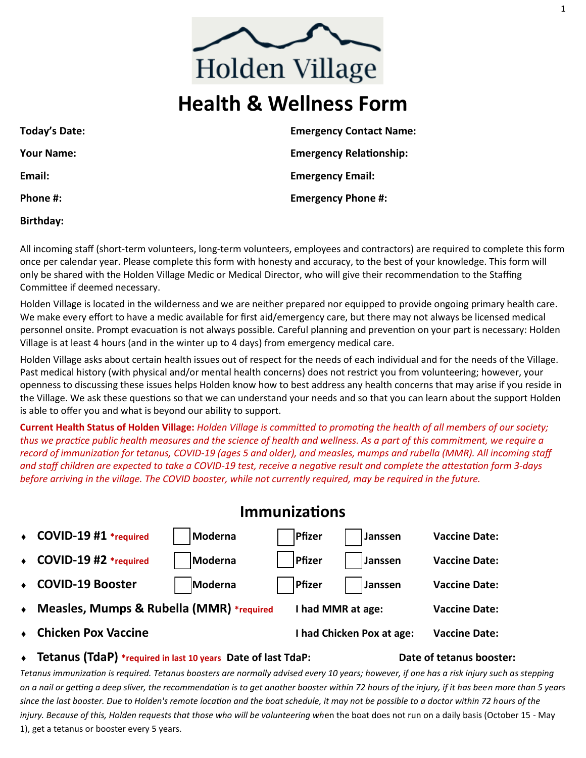Holden Village

# Health & Wellness Form

| | |
|---|---|
| **Today's Date:** | **Emergency Contact Name:** |
| **Your Name:** | **Emergency Relationship:** |
| **Email:** | **Emergency Email:** |
| **Phone #:** | **Emergency Phone #:** |
| **Birthday:** | |

All incoming staff (short-term volunteers, long-term volunteers, employees and contractors) are required to complete this form once per calendar year. Please complete this form with honesty and accuracy, to the best of your knowledge. This form will only be shared with the Holden Village Medic or Medical Director, who will give their recommendation to the Staffing Committee if deemed necessary.

Holden Village is located in the wilderness and we are neither prepared nor equipped to provide ongoing primary health care. We make every effort to have a medic available for first aid/emergency care, but there may not always be licensed medical personnel onsite. Prompt evacuation is not always possible. Careful planning and prevention on your part is necessary: Holden Village is at least 4 hours (and in the winter up to 4 days) from emergency medical care.

Holden Village asks about certain health issues out of respect for the needs of each individual and for the needs of the Village. Past medical history (with physical and/or mental health concerns) does not restrict you from volunteering; however, your openness to discussing these issues helps Holden know how to best address any health concerns that may arise if you reside in the Village. We ask these questions so that we can understand your needs and so that you can learn about the support Holden is able to offer you and what is beyond our ability to support.

**Current Health Status of Holden Village:** *Holden Village is committed to promoting the health of all members of our society; thus we practice public health measures and the science of health and wellness. As a part of this commitment, we require a record of immunization for tetanus, COVID-19 (ages 5 and older), and measles, mumps and rubella (MMR). All incoming staff and staff children are expected to take a COVID-19 test, receive a negative result and complete the attestation form 3-days before arriving in the village. The COVID booster, while not currently required, may be required in the future.*

## Immunizations

- **COVID-19 #1** *required ☐ Moderna ☐ Pfizer ☐ Janssen **Vaccine Date:**
- **COVID-19 #2** *required ☐ Moderna ☐ Pfizer ☐ Janssen **Vaccine Date:**
- **COVID-19 Booster** ☐ Moderna ☐ Pfizer ☐ Janssen **Vaccine Date:**
- **Measles, Mumps & Rubella (MMR)** *required **I had MMR at age:** **Vaccine Date:**
- **Chicken Pox Vaccine** **I had Chicken Pox at age:** **Vaccine Date:**
- **Tetanus (TdaP)** *required in last 10 years **Date of last TdaP:** **Date of tetanus booster:**

*Tetanus immunization is required. Tetanus boosters are normally advised every 10 years; however, if one has a risk injury such as stepping on a nail or getting a deep sliver, the recommendation is to get another booster within 72 hours of the injury, if it has been more than 5 years since the last booster. Due to Holden's remote location and the boat schedule, it may not be possible to a doctor within 72 hours of the injury. Because of this, Holden requests that those who will be volunteering wh*en the boat does not run on a daily basis (October 15 - May 1), get a tetanus or booster every 5 years.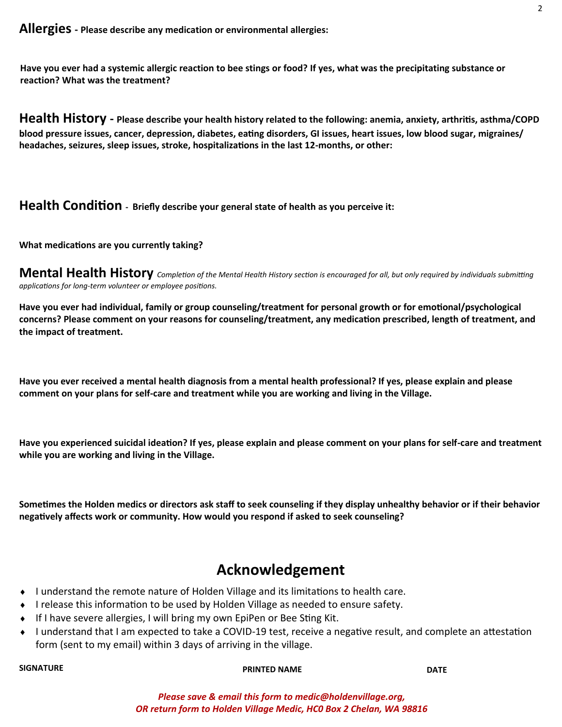## Allergies - Please describe any medication or environmental allergies:

**Have you ever had a systemic allergic reaction to bee stings or food? If yes, what was the precipitating substance or reaction? What was the treatment?**

## Health History - Please describe your health history related to the following: anemia, anxiety, arthritis, asthma/COPD blood pressure issues, cancer, depression, diabetes, eating disorders, GI issues, heart issues, low blood sugar, migraines/headaches, seizures, sleep issues, stroke, hospitalizations in the last 12-months, or other:

## Health Condition - Briefly describe your general state of health as you perceive it:

**What medications are you currently taking?**

## Mental Health History

*Completion of the Mental Health History section is encouraged for all, but only required by individuals submitting applications for long-term volunteer or employee positions.*

**Have you ever had individual, family or group counseling/treatment for personal growth or for emotional/psychological concerns? Please comment on your reasons for counseling/treatment, any medication prescribed, length of treatment, and the impact of treatment.**

**Have you ever received a mental health diagnosis from a mental health professional? If yes, please explain and please comment on your plans for self-care and treatment while you are working and living in the Village.**

**Have you experienced suicidal ideation? If yes, please explain and please comment on your plans for self-care and treatment while you are working and living in the Village.**

**Sometimes the Holden medics or directors ask staff to seek counseling if they display unhealthy behavior or if their behavior negatively affects work or community. How would you respond if asked to seek counseling?**

## Acknowledgement

- I understand the remote nature of Holden Village and its limitations to health care.
- I release this information to be used by Holden Village as needed to ensure safety.
- If I have severe allergies, I will bring my own EpiPen or Bee Sting Kit.
- I understand that I am expected to take a COVID-19 test, receive a negative result, and complete an attestation form (sent to my email) within 3 days of arriving in the village.

**SIGNATURE** **PRINTED NAME** **DATE**

***Please save & email this form to medic@holdenvillage.org, OR return form to Holden Village Medic, HC0 Box 2 Chelan, WA 98816***